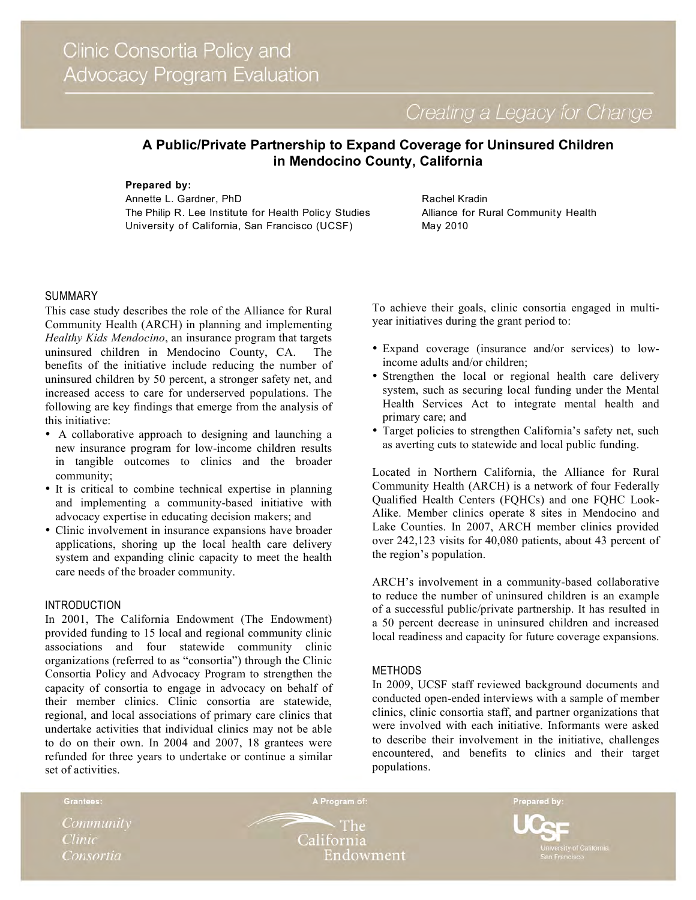# Clinic Consortia Policy and Advocacy Program Evaluation

*Creating a Legacy for Change*

## A Public/Private Partnership to Expand Coverage for Uninsured Children in Mendocino County, California

**Prepared by:**

Annette L. Gardner, PhD
The Philip R. Lee Institute for Health Policy Studies
University of California, San Francisco (UCSF)

Rachel Kradin
Alliance for Rural Community Health
May 2010

### SUMMARY

This case study describes the role of the Alliance for Rural Community Health (ARCH) in planning and implementing *Healthy Kids Mendocino*, an insurance program that targets uninsured children in Mendocino County, CA. The benefits of the initiative include reducing the number of uninsured children by 50 percent, a stronger safety net, and increased access to care for underserved populations. The following are key findings that emerge from the analysis of this initiative:

- A collaborative approach to designing and launching a new insurance program for low-income children results in tangible outcomes to clinics and the broader community;
- It is critical to combine technical expertise in planning and implementing a community-based initiative with advocacy expertise in educating decision makers; and
- Clinic involvement in insurance expansions have broader applications, shoring up the local health care delivery system and expanding clinic capacity to meet the health care needs of the broader community.

### INTRODUCTION

In 2001, The California Endowment (The Endowment) provided funding to 15 local and regional community clinic associations and four statewide community clinic organizations (referred to as "consortia") through the Clinic Consortia Policy and Advocacy Program to strengthen the capacity of consortia to engage in advocacy on behalf of their member clinics. Clinic consortia are statewide, regional, and local associations of primary care clinics that undertake activities that individual clinics may not be able to do on their own. In 2004 and 2007, 18 grantees were refunded for three years to undertake or continue a similar set of activities.

To achieve their goals, clinic consortia engaged in multi-year initiatives during the grant period to:

- Expand coverage (insurance and/or services) to low-income adults and/or children;
- Strengthen the local or regional health care delivery system, such as securing local funding under the Mental Health Services Act to integrate mental health and primary care; and
- Target policies to strengthen California's safety net, such as averting cuts to statewide and local public funding.

Located in Northern California, the Alliance for Rural Community Health (ARCH) is a network of four Federally Qualified Health Centers (FQHCs) and one FQHC Look-Alike. Member clinics operate 8 sites in Mendocino and Lake Counties. In 2007, ARCH member clinics provided over 242,123 visits for 40,080 patients, about 43 percent of the region's population.

ARCH's involvement in a community-based collaborative to reduce the number of uninsured children is an example of a successful public/private partnership. It has resulted in a 50 percent decrease in uninsured children and increased local readiness and capacity for future coverage expansions.

### METHODS

In 2009, UCSF staff reviewed background documents and conducted open-ended interviews with a sample of member clinics, clinic consortia staff, and partner organizations that were involved with each initiative. Informants were asked to describe their involvement in the initiative, challenges encountered, and benefits to clinics and their target populations.

Grantees: Community Clinic Consortia | A Program of: The California Endowment | Prepared by: UCSF University of California San Francisco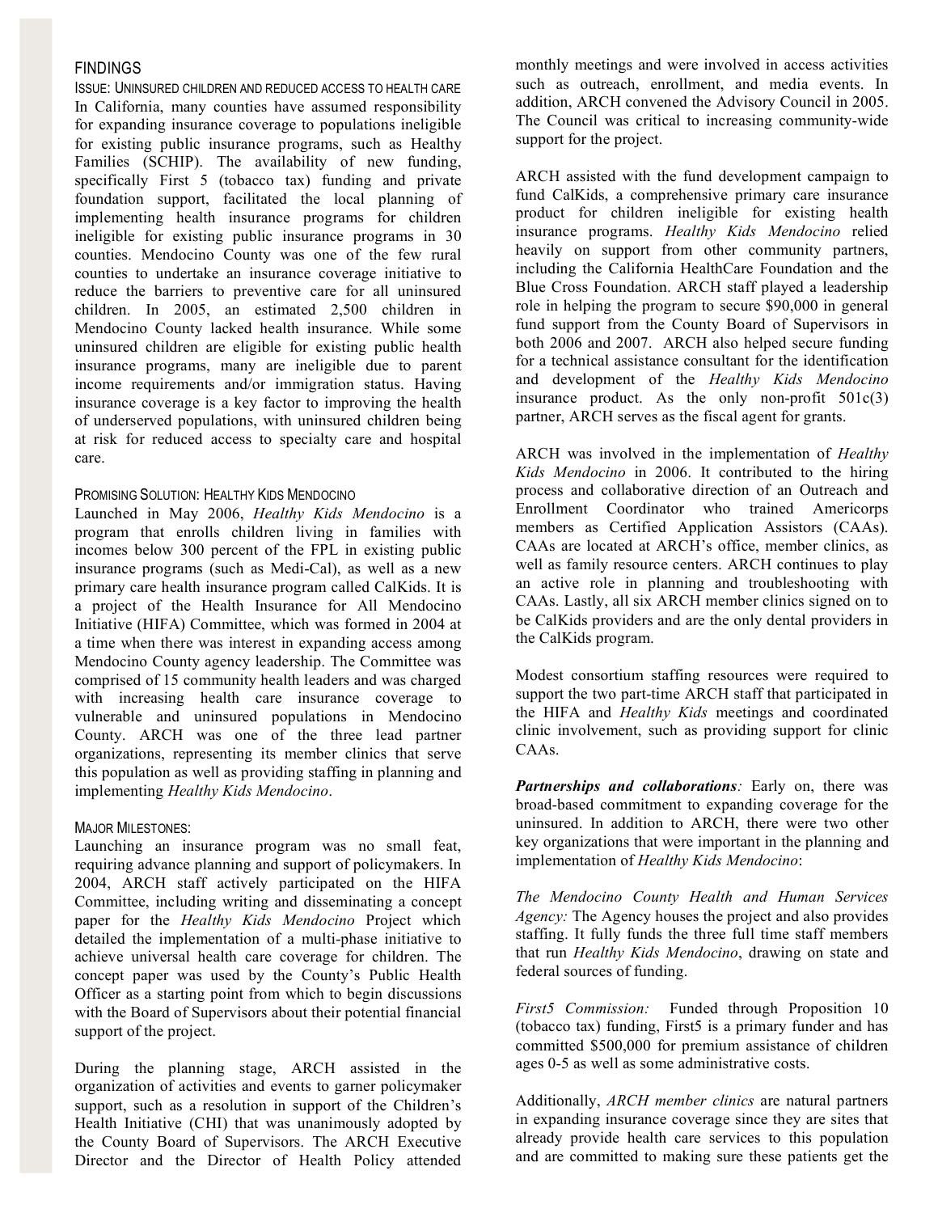## FINDINGS

### ISSUE: UNINSURED CHILDREN AND REDUCED ACCESS TO HEALTH CARE

In California, many counties have assumed responsibility for expanding insurance coverage to populations ineligible for existing public insurance programs, such as Healthy Families (SCHIP). The availability of new funding, specifically First 5 (tobacco tax) funding and private foundation support, facilitated the local planning of implementing health insurance programs for children ineligible for existing public insurance programs in 30 counties. Mendocino County was one of the few rural counties to undertake an insurance coverage initiative to reduce the barriers to preventive care for all uninsured children. In 2005, an estimated 2,500 children in Mendocino County lacked health insurance. While some uninsured children are eligible for existing public health insurance programs, many are ineligible due to parent income requirements and/or immigration status. Having insurance coverage is a key factor to improving the health of underserved populations, with uninsured children being at risk for reduced access to specialty care and hospital care.

### PROMISING SOLUTION: HEALTHY KIDS MENDOCINO

Launched in May 2006, *Healthy Kids Mendocino* is a program that enrolls children living in families with incomes below 300 percent of the FPL in existing public insurance programs (such as Medi-Cal), as well as a new primary care health insurance program called CalKids. It is a project of the Health Insurance for All Mendocino Initiative (HIFA) Committee, which was formed in 2004 at a time when there was interest in expanding access among Mendocino County agency leadership. The Committee was comprised of 15 community health leaders and was charged with increasing health care insurance coverage to vulnerable and uninsured populations in Mendocino County. ARCH was one of the three lead partner organizations, representing its member clinics that serve this population as well as providing staffing in planning and implementing *Healthy Kids Mendocino*.

### MAJOR MILESTONES:

Launching an insurance program was no small feat, requiring advance planning and support of policymakers. In 2004, ARCH staff actively participated on the HIFA Committee, including writing and disseminating a concept paper for the *Healthy Kids Mendocino* Project which detailed the implementation of a multi-phase initiative to achieve universal health care coverage for children. The concept paper was used by the County's Public Health Officer as a starting point from which to begin discussions with the Board of Supervisors about their potential financial support of the project.

During the planning stage, ARCH assisted in the organization of activities and events to garner policymaker support, such as a resolution in support of the Children's Health Initiative (CHI) that was unanimously adopted by the County Board of Supervisors. The ARCH Executive Director and the Director of Health Policy attended monthly meetings and were involved in access activities such as outreach, enrollment, and media events. In addition, ARCH convened the Advisory Council in 2005. The Council was critical to increasing community-wide support for the project.

ARCH assisted with the fund development campaign to fund CalKids, a comprehensive primary care insurance product for children ineligible for existing health insurance programs. *Healthy Kids Mendocino* relied heavily on support from other community partners, including the California HealthCare Foundation and the Blue Cross Foundation. ARCH staff played a leadership role in helping the program to secure $90,000 in general fund support from the County Board of Supervisors in both 2006 and 2007. ARCH also helped secure funding for a technical assistance consultant for the identification and development of the *Healthy Kids Mendocino* insurance product. As the only non-profit 501c(3) partner, ARCH serves as the fiscal agent for grants.

ARCH was involved in the implementation of *Healthy Kids Mendocino* in 2006. It contributed to the hiring process and collaborative direction of an Outreach and Enrollment Coordinator who trained Americorps members as Certified Application Assistors (CAAs). CAAs are located at ARCH's office, member clinics, as well as family resource centers. ARCH continues to play an active role in planning and troubleshooting with CAAs. Lastly, all six ARCH member clinics signed on to be CalKids providers and are the only dental providers in the CalKids program.

Modest consortium staffing resources were required to support the two part-time ARCH staff that participated in the HIFA and *Healthy Kids* meetings and coordinated clinic involvement, such as providing support for clinic CAAs.

***Partnerships and collaborations**:* Early on, there was broad-based commitment to expanding coverage for the uninsured. In addition to ARCH, there were two other key organizations that were important in the planning and implementation of *Healthy Kids Mendocino*:

*The Mendocino County Health and Human Services Agency:* The Agency houses the project and also provides staffing. It fully funds the three full time staff members that run *Healthy Kids Mendocino*, drawing on state and federal sources of funding.

*First5 Commission:* Funded through Proposition 10 (tobacco tax) funding, First5 is a primary funder and has committed $500,000 for premium assistance of children ages 0-5 as well as some administrative costs.

Additionally, *ARCH member clinics* are natural partners in expanding insurance coverage since they are sites that already provide health care services to this population and are committed to making sure these patients get the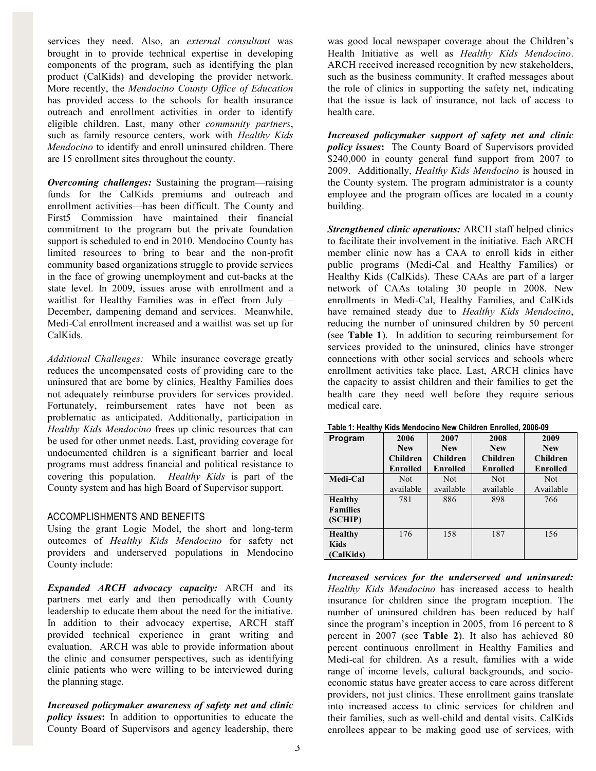services they need. Also, an *external consultant* was brought in to provide technical expertise in developing components of the program, such as identifying the plan product (CalKids) and developing the provider network. More recently, the *Mendocino County Office of Education* has provided access to the schools for health insurance outreach and enrollment activities in order to identify eligible children. Last, many other *community partners*, such as family resource centers, work with *Healthy Kids Mendocino* to identify and enroll uninsured children. There are 15 enrollment sites throughout the county.

***Overcoming challenges:*** Sustaining the program—raising funds for the CalKids premiums and outreach and enrollment activities—has been difficult. The County and First5 Commission have maintained their financial commitment to the program but the private foundation support is scheduled to end in 2010. Mendocino County has limited resources to bring to bear and the non-profit community based organizations struggle to provide services in the face of growing unemployment and cut-backs at the state level. In 2009, issues arose with enrollment and a waitlist for Healthy Families was in effect from July – December, dampening demand and services. Meanwhile, Medi-Cal enrollment increased and a waitlist was set up for CalKids.

*Additional Challenges:* While insurance coverage greatly reduces the uncompensated costs of providing care to the uninsured that are borne by clinics, Healthy Families does not adequately reimburse providers for services provided. Fortunately, reimbursement rates have not been as problematic as anticipated. Additionally, participation in *Healthy Kids Mendocino* frees up clinic resources that can be used for other unmet needs. Last, providing coverage for undocumented children is a significant barrier and local programs must address financial and political resistance to covering this population. *Healthy Kids* is part of the County system and has high Board of Supervisor support.

## ACCOMPLISHMENTS AND BENEFITS

Using the grant Logic Model, the short and long-term outcomes of *Healthy Kids Mendocino* for safety net providers and underserved populations in Mendocino County include:

***Expanded ARCH advocacy capacity:*** ARCH and its partners met early and then periodically with County leadership to educate them about the need for the initiative. In addition to their advocacy expertise, ARCH staff provided technical experience in grant writing and evaluation. ARCH was able to provide information about the clinic and consumer perspectives, such as identifying clinic patients who were willing to be interviewed during the planning stage.

***Increased policymaker awareness of safety net and clinic policy issues*****:** In addition to opportunities to educate the County Board of Supervisors and agency leadership, there was good local newspaper coverage about the Children's Health Initiative as well as *Healthy Kids Mendocino*. ARCH received increased recognition by new stakeholders, such as the business community. It crafted messages about the role of clinics in supporting the safety net, indicating that the issue is lack of insurance, not lack of access to health care.

***Increased policymaker support of safety net and clinic policy issues*****:** The County Board of Supervisors provided $240,000 in county general fund support from 2007 to 2009. Additionally, *Healthy Kids Mendocino* is housed in the County system. The program administrator is a county employee and the program offices are located in a county building.

***Strengthened clinic operations:*** ARCH staff helped clinics to facilitate their involvement in the initiative. Each ARCH member clinic now has a CAA to enroll kids in either public programs (Medi-Cal and Healthy Families) or Healthy Kids (CalKids). These CAAs are part of a larger network of CAAs totaling 30 people in 2008. New enrollments in Medi-Cal, Healthy Families, and CalKids have remained steady due to *Healthy Kids Mendocino*, reducing the number of uninsured children by 50 percent (see **Table 1**). In addition to securing reimbursement for services provided to the uninsured, clinics have stronger connections with other social services and schools where enrollment activities take place. Last, ARCH clinics have the capacity to assist children and their families to get the health care they need well before they require serious medical care.

**Table 1: Healthy Kids Mendocino New Children Enrolled, 2006-09**

| Program | 2006 New Children Enrolled | 2007 New Children Enrolled | 2008 New Children Enrolled | 2009 New Children Enrolled |
|---|---|---|---|---|
| **Medi-Cal** | Not available | Not available | Not available | Not Available |
| **Healthy Families (SCHIP)** | 781 | 886 | 898 | 766 |
| **Healthy Kids (CalKids)** | 176 | 158 | 187 | 156 |

***Increased services for the underserved and uninsured:*** *Healthy Kids Mendocino* has increased access to health insurance for children since the program inception. The number of uninsured children has been reduced by half since the program's inception in 2005, from 16 percent to 8 percent in 2007 (see **Table 2**). It also has achieved 80 percent continuous enrollment in Healthy Families and Medi-cal for children. As a result, families with a wide range of income levels, cultural backgrounds, and socio-economic status have greater access to care across different providers, not just clinics. These enrollment gains translate into increased access to clinic services for children and their families, such as well-child and dental visits. CalKids enrollees appear to be making good use of services, with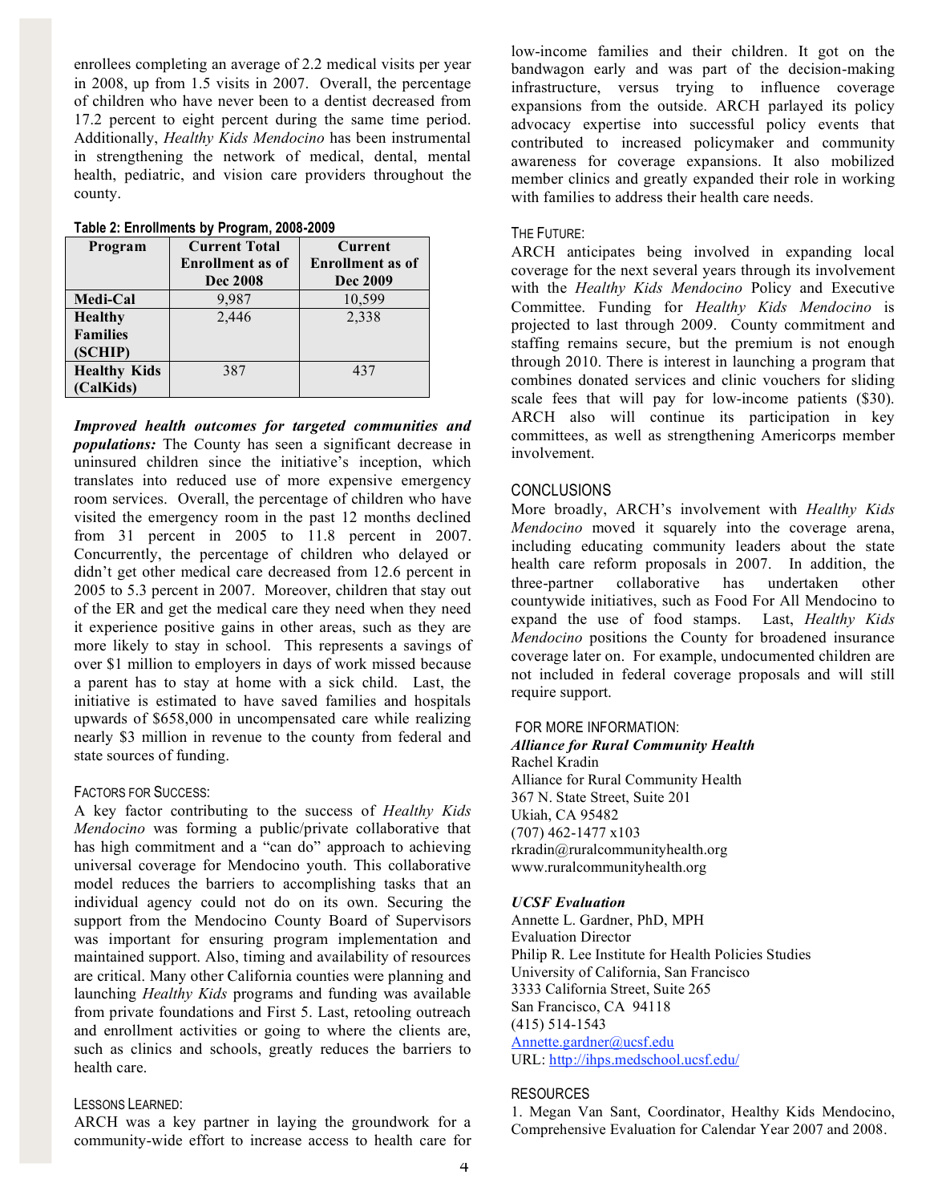enrollees completing an average of 2.2 medical visits per year in 2008, up from 1.5 visits in 2007. Overall, the percentage of children who have never been to a dentist decreased from 17.2 percent to eight percent during the same time period. Additionally, *Healthy Kids Mendocino* has been instrumental in strengthening the network of medical, dental, mental health, pediatric, and vision care providers throughout the county.

**Table 2: Enrollments by Program, 2008-2009**

| Program | Current Total Enrollment as of Dec 2008 | Current Enrollment as of Dec 2009 |
|---|---|---|
| **Medi-Cal** | 9,987 | 10,599 |
| **Healthy Families (SCHIP)** | 2,446 | 2,338 |
| **Healthy Kids (CalKids)** | 387 | 437 |

***Improved health outcomes for targeted communities and populations:*** The County has seen a significant decrease in uninsured children since the initiative's inception, which translates into reduced use of more expensive emergency room services. Overall, the percentage of children who have visited the emergency room in the past 12 months declined from 31 percent in 2005 to 11.8 percent in 2007. Concurrently, the percentage of children who delayed or didn't get other medical care decreased from 12.6 percent in 2005 to 5.3 percent in 2007. Moreover, children that stay out of the ER and get the medical care they need when they need it experience positive gains in other areas, such as they are more likely to stay in school. This represents a savings of over $1 million to employers in days of work missed because a parent has to stay at home with a sick child. Last, the initiative is estimated to have saved families and hospitals upwards of $658,000 in uncompensated care while realizing nearly $3 million in revenue to the county from federal and state sources of funding.

### FACTORS FOR SUCCESS:

A key factor contributing to the success of *Healthy Kids Mendocino* was forming a public/private collaborative that has high commitment and a "can do" approach to achieving universal coverage for Mendocino youth. This collaborative model reduces the barriers to accomplishing tasks that an individual agency could not do on its own. Securing the support from the Mendocino County Board of Supervisors was important for ensuring program implementation and maintained support. Also, timing and availability of resources are critical. Many other California counties were planning and launching *Healthy Kids* programs and funding was available from private foundations and First 5. Last, retooling outreach and enrollment activities or going to where the clients are, such as clinics and schools, greatly reduces the barriers to health care.

### LESSONS LEARNED:

ARCH was a key partner in laying the groundwork for a community-wide effort to increase access to health care for low-income families and their children. It got on the bandwagon early and was part of the decision-making infrastructure, versus trying to influence coverage expansions from the outside. ARCH parlayed its policy advocacy expertise into successful policy events that contributed to increased policymaker and community awareness for coverage expansions. It also mobilized member clinics and greatly expanded their role in working with families to address their health care needs.

### THE FUTURE:

ARCH anticipates being involved in expanding local coverage for the next several years through its involvement with the *Healthy Kids Mendocino* Policy and Executive Committee. Funding for *Healthy Kids Mendocino* is projected to last through 2009. County commitment and staffing remains secure, but the premium is not enough through 2010. There is interest in launching a program that combines donated services and clinic vouchers for sliding scale fees that will pay for low-income patients ($30). ARCH also will continue its participation in key committees, as well as strengthening Americorps member involvement.

## CONCLUSIONS

More broadly, ARCH's involvement with *Healthy Kids Mendocino* moved it squarely into the coverage arena, including educating community leaders about the state health care reform proposals in 2007. In addition, the three-partner collaborative has undertaken other countywide initiatives, such as Food For All Mendocino to expand the use of food stamps. Last, *Healthy Kids Mendocino* positions the County for broadened insurance coverage later on. For example, undocumented children are not included in federal coverage proposals and will still require support.

### FOR MORE INFORMATION:

***Alliance for Rural Community Health***
Rachel Kradin
Alliance for Rural Community Health
367 N. State Street, Suite 201
Ukiah, CA 95482
(707) 462-1477 x103
rkradin@ruralcommunityhealth.org
www.ruralcommunityhealth.org

***UCSF Evaluation***
Annette L. Gardner, PhD, MPH
Evaluation Director
Philip R. Lee Institute for Health Policies Studies
University of California, San Francisco
3333 California Street, Suite 265
San Francisco, CA 94118
(415) 514-1543
Annette.gardner@ucsf.edu
URL: http://ihps.medschool.ucsf.edu/

## RESOURCES

1. Megan Van Sant, Coordinator, Healthy Kids Mendocino, Comprehensive Evaluation for Calendar Year 2007 and 2008.